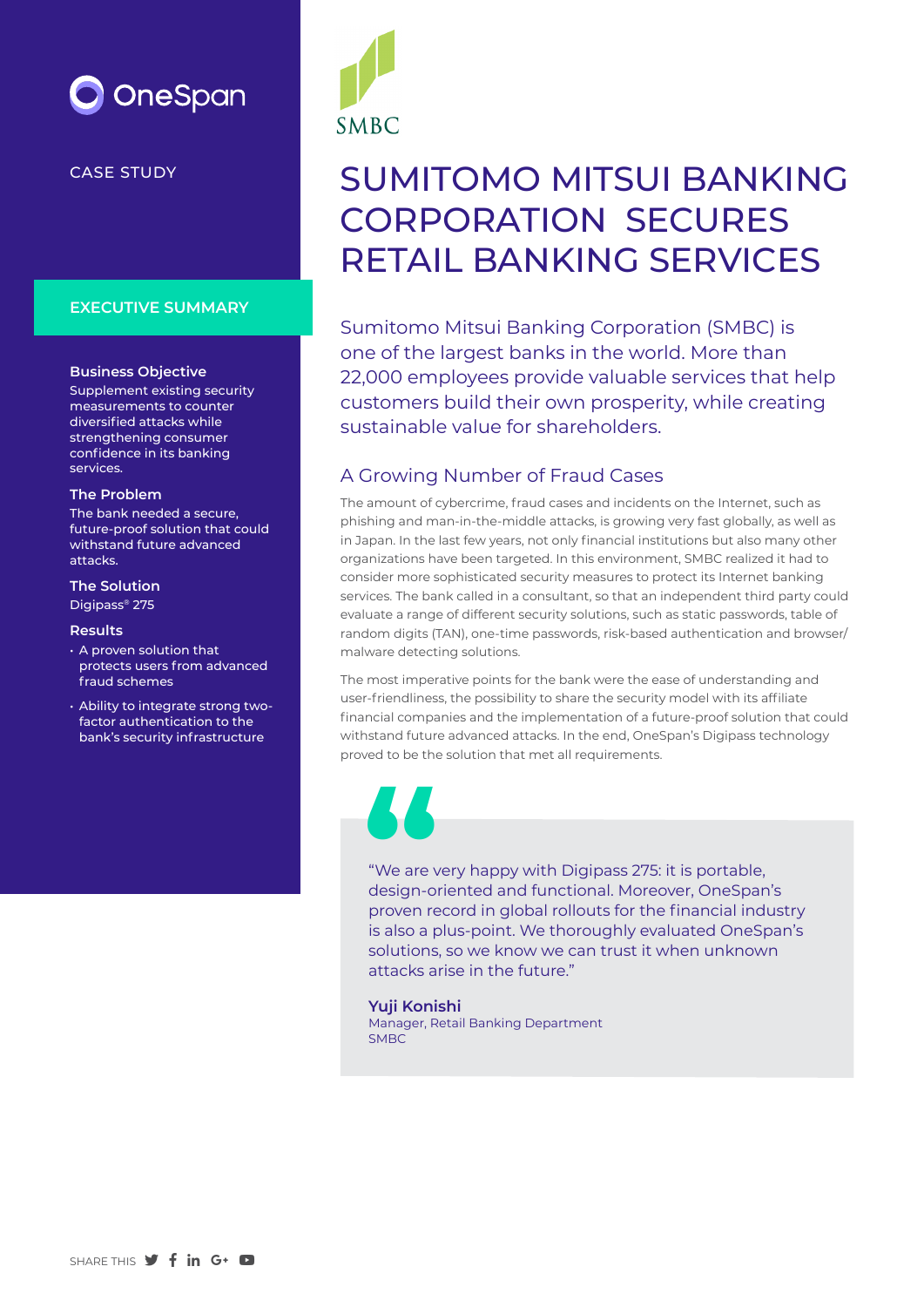OneSpan

CASE STUDY

SMBC

# SUMITOMO MITSUI BANKING CORPORATION SECURES RETAIL BANKING SERVICES

## EXECUTIVE SUMMARY

**Business Objective**
Supplement existing security measurements to counter diversified attacks while strengthening consumer confidence in its banking services.

**The Problem**
The bank needed a secure, future-proof solution that could withstand future advanced attacks.

**The Solution**
Digipass® 275

**Results**

- A proven solution that protects users from advanced fraud schemes
- Ability to integrate strong two-factor authentication to the bank's security infrastructure

Sumitomo Mitsui Banking Corporation (SMBC) is one of the largest banks in the world. More than 22,000 employees provide valuable services that help customers build their own prosperity, while creating sustainable value for shareholders.

## A Growing Number of Fraud Cases

The amount of cybercrime, fraud cases and incidents on the Internet, such as phishing and man-in-the-middle attacks, is growing very fast globally, as well as in Japan. In the last few years, not only financial institutions but also many other organizations have been targeted. In this environment, SMBC realized it had to consider more sophisticated security measures to protect its Internet banking services. The bank called in a consultant, so that an independent third party could evaluate a range of different security solutions, such as static passwords, table of random digits (TAN), one-time passwords, risk-based authentication and browser/malware detecting solutions.

The most imperative points for the bank were the ease of understanding and user-friendliness, the possibility to share the security model with its affiliate financial companies and the implementation of a future-proof solution that could withstand future advanced attacks. In the end, OneSpan's Digipass technology proved to be the solution that met all requirements.

> "We are very happy with Digipass 275: it is portable, design-oriented and functional. Moreover, OneSpan's proven record in global rollouts for the financial industry is also a plus-point. We thoroughly evaluated OneSpan's solutions, so we know we can trust it when unknown attacks arise in the future."
>
> **Yuji Konishi**
> Manager, Retail Banking Department
> SMBC

SHARE THIS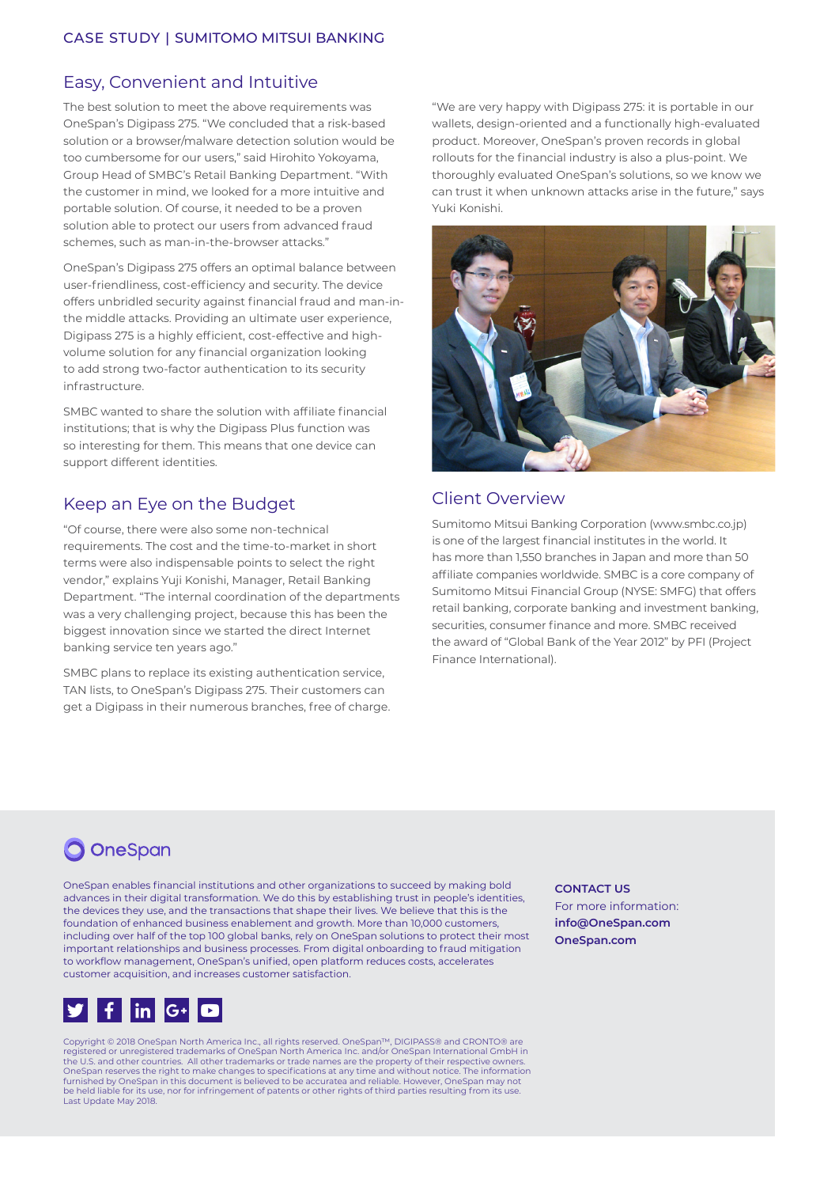## Easy, Convenient and Intuitive

The best solution to meet the above requirements was OneSpan's Digipass 275. "We concluded that a risk-based solution or a browser/malware detection solution would be too cumbersome for our users," said Hirohito Yokoyama, Group Head of SMBC's Retail Banking Department. "With the customer in mind, we looked for a more intuitive and portable solution. Of course, it needed to be a proven solution able to protect our users from advanced fraud schemes, such as man-in-the-browser attacks."

OneSpan's Digipass 275 offers an optimal balance between user-friendliness, cost-efficiency and security. The device offers unbridled security against financial fraud and man-in-the middle attacks. Providing an ultimate user experience, Digipass 275 is a highly efficient, cost-effective and high-volume solution for any financial organization looking to add strong two-factor authentication to its security infrastructure.

SMBC wanted to share the solution with affiliate financial institutions; that is why the Digipass Plus function was so interesting for them. This means that one device can support different identities.

## Keep an Eye on the Budget

"Of course, there were also some non-technical requirements. The cost and the time-to-market in short terms were also indispensable points to select the right vendor," explains Yuji Konishi, Manager, Retail Banking Department. "The internal coordination of the departments was a very challenging project, because this has been the biggest innovation since we started the direct Internet banking service ten years ago."

SMBC plans to replace its existing authentication service, TAN lists, to OneSpan's Digipass 275. Their customers can get a Digipass in their numerous branches, free of charge.

"We are very happy with Digipass 275: it is portable in our wallets, design-oriented and a functionally high-evaluated product. Moreover, OneSpan's proven records in global rollouts for the financial industry is also a plus-point. We thoroughly evaluated OneSpan's solutions, so we know we can trust it when unknown attacks arise in the future," says Yuki Konishi.

## Client Overview

Sumitomo Mitsui Banking Corporation (www.smbc.co.jp) is one of the largest financial institutes in the world. It has more than 1,550 branches in Japan and more than 50 affiliate companies worldwide. SMBC is a core company of Sumitomo Mitsui Financial Group (NYSE: SMFG) that offers retail banking, corporate banking and investment banking, securities, consumer finance and more. SMBC received the award of "Global Bank of the Year 2012" by PFI (Project Finance International).

OneSpan

OneSpan enables financial institutions and other organizations to succeed by making bold advances in their digital transformation. We do this by establishing trust in people's identities, the devices they use, and the transactions that shape their lives. We believe that this is the foundation of enhanced business enablement and growth. More than 10,000 customers, including over half of the top 100 global banks, rely on OneSpan solutions to protect their most important relationships and business processes. From digital onboarding to fraud mitigation to workflow management, OneSpan's unified, open platform reduces costs, accelerates customer acquisition, and increases customer satisfaction.

**CONTACT US**

For more information:
**info@OneSpan.com**
**OneSpan.com**

Copyright © 2018 OneSpan North America Inc., all rights reserved. OneSpan™, DIGIPASS® and CRONTO® are registered or unregistered trademarks of OneSpan North America Inc. and/or OneSpan International GmbH in the U.S. and other countries. All other trademarks or trade names are the property of their respective owners. OneSpan reserves the right to make changes to specifications at any time and without notice. The information furnished by OneSpan in this document is believed to be accuratea and reliable. However, OneSpan may not be held liable for its use, nor for infringement of patents or other rights of third parties resulting from its use.
Last Update May 2018.